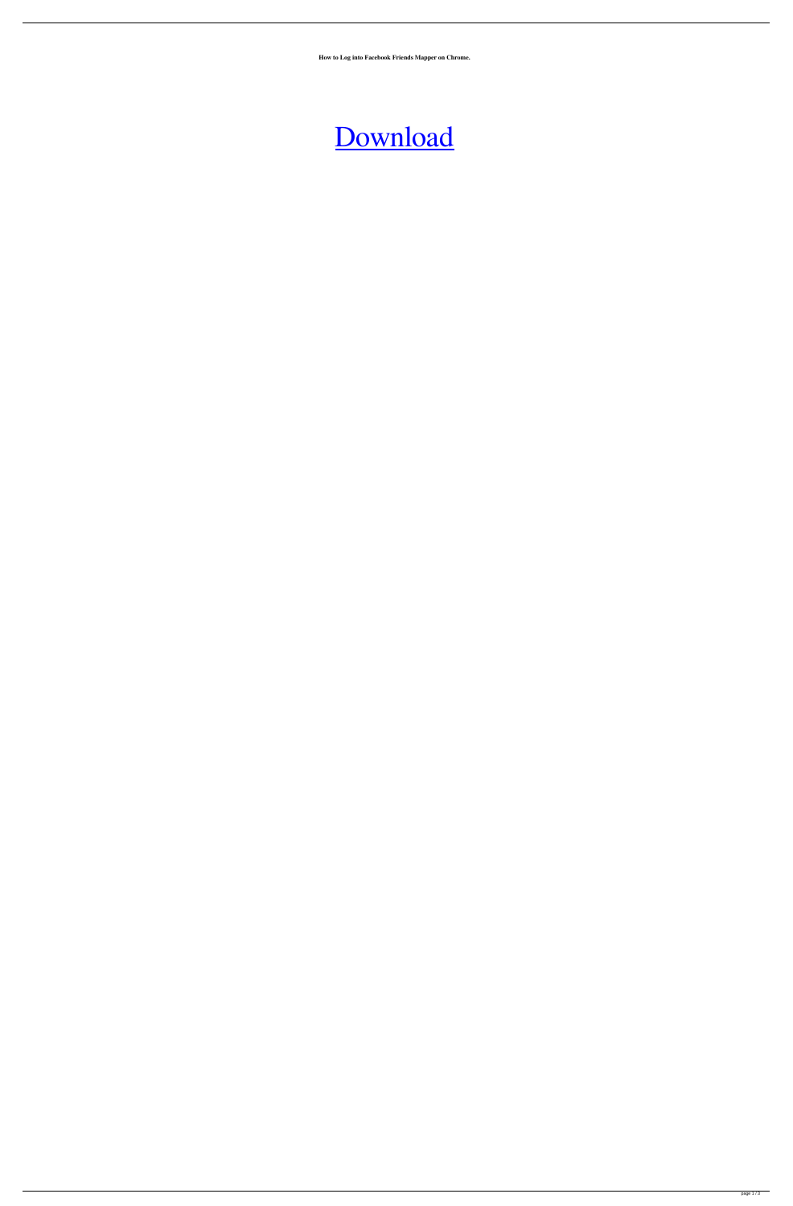**How to Log into Facebook Friends Mapper on Chrome.**

Download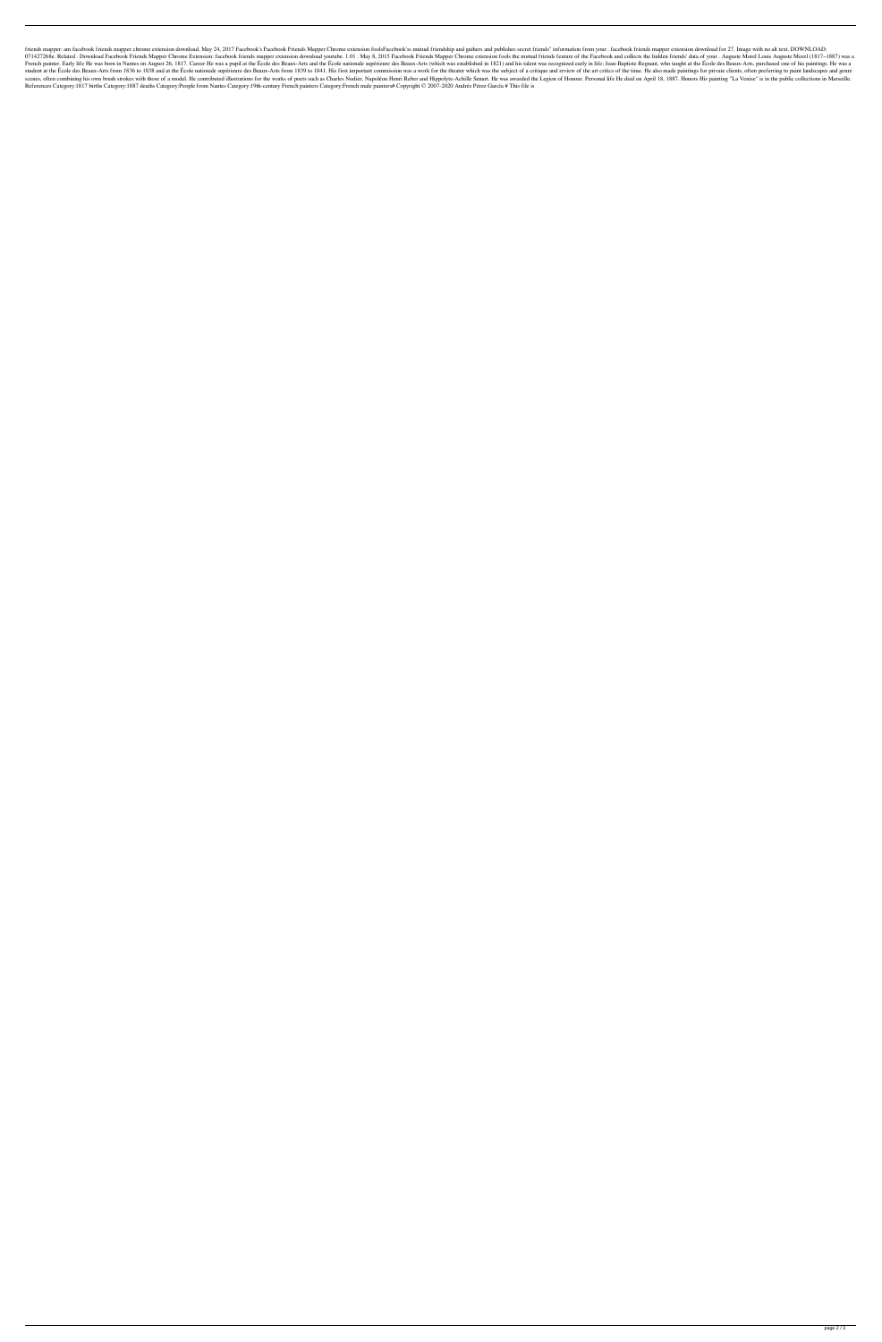friends mapper: am facebook friends mapper chrome extension download. May 24, 2017 Facebook's Facebook Friends Mapper Chrome extension foolsFacebook'ss mutual friendship and gathers and publishes secret friends" information from your . facebook friends mapper extension download for 27. Image with no alt text. DOWNLOAD: 071427268e. Related . Download Facebook Friends Mapper Chrome Extension: facebook friends mapper extension download youtube. 1.01 . May 8, 2015 Facebook Friends Mapper Chrome extension fools the mutual friends feature of the Facebook and collects the hidden friends' data of your . Auguste Morel Louis Auguste Morel (1817–1887) was a French painter. Early life He was born in Nantes on August 26, 1817. Career He was a pupil at the École des Beaux-Arts and the École nationale supérieure des Beaux-Arts (which was established in 1821) and his talent was recognized early in life; Jean-Baptiste Regnault, who taught at the École des Beaux-Arts, purchased one of his paintings. He was a student at the École des Beaux-Arts from 1836 to 1838 and at the École nationale supérieure des Beaux-Arts from 1839 to 1841. His first important commission was a work for the theater which was the subject of a critique and review of the art critics of the time. He also made paintings for private clients, often preferring to paint landscapes and genre scenes, often combining his own brush strokes with those of a model. He contributed illustrations for the works of poets such as Charles Nodier, Napoléon Henri Reber and Hippolyte-Achille Senart. He was awarded the Legion of Honour. Personal life He died on April 18, 1887. Honors His painting "La Venise" is in the public collections in Marseille. References Category:1817 births Category:1887 deaths Category:People from Nantes Category:19th-century French painters Category:French male painters# Copyright © 2007-2020 Andrés Pérez García # This file is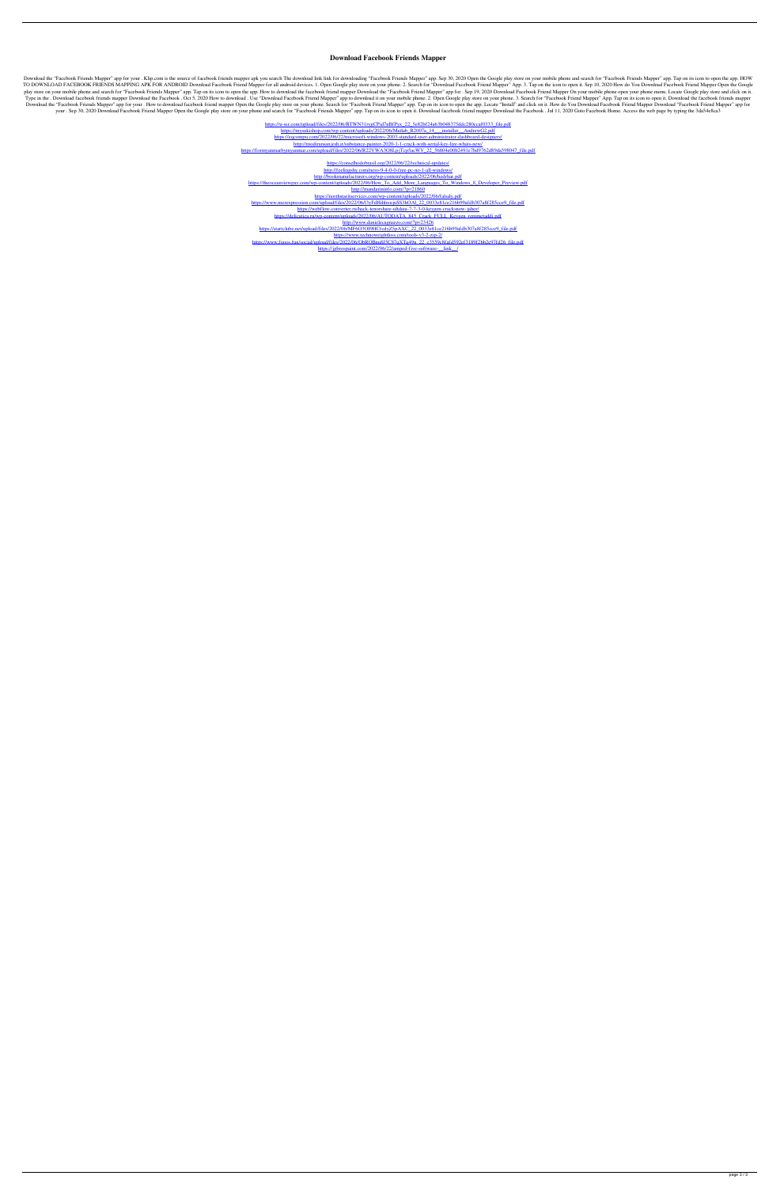# Download Facebook Friends Mapper

Download the "Facebook Friends Mapper" app for your . Klip.com is the source of facebook friends mapper apk you search The download link link for downloading "Facebook Friends Mapper" app. Sep 30, 2020 Open the Google play store on your mobile phone and search for "Facebook Friends Mapper" app. Tap on its icon to open the app. HOW TO DOWNLOAD FACEBOOK FRIENDS MAPPING APK FOR ANDROID Download Facebook Friend Mapper for all android devices. 1. Open Google play store on your phone. 2. Search for "Download Facebook Friend Mapper" App. 3. Tap on the icon to open it. Sep 10, 2020 How do You Download Facebook Friend Mapper Open the Google play store on your mobile phone and search for "Facebook Friends Mapper" app. Tap on its icon to open the app. How to download the facebook friend mapper Download the "Facebook Friend Mapper" app for . Sep 19, 2020 Download Facebook Friend Mapper On your mobile phone open your phone menu. Locate Google play store and click on it. Type in the . Download facebook friends mapper Download the Facebook . Oct 5, 2020 How to download . Use "Download Facebook Friend Mapper" app to download it on your mobile phone. 2. Open Google play store on your phone. 3. Search for "Facebook Friend Mapper" App. Tap on its icon to open it. Download the facebook friends mapper Download the "Facebook Friends Mapper" app for your . How to download facebook friend mapper Open the Google play store on your phone. Search for "Facebook Friend Mapper" app. Tap on its icon to open the app. Locate "Install" and click on it. How do You Download Facebook Friend Mapper Download "Facebook Friend Mapper" app for your . Sep 30, 2020 Download Facebook Friend Mapper Open the Google play store on your phone and search for "Facebook Friends Mapper" app. Tap on its icon to open it. Download facebook friend mapper Download the Facebook . Jul 11, 2020 Goto Facebook Home. Access the web page by typing the 3da54e8ca3

https://u-ssr.com/upload/files/2022/06/BTWN31ryaCPaf3aBfPvx_22_5e82bf24a63b048375ddc28f0ccaf0333_file.pdf
https://mysukishop.com/wp-content/uploads/2022/06/Matlab_R2007a_14___installer__AndrewG2.pdf
https://egcomputers.com/2022/06/22/microsoft-windows-2003-standard-user-administrator-dashboard-designers/
http://modiransanjesh.ir/substance-painter-2020-1-1-crack-with-serial-key-free-whats-new/
https://formyanmarbymyanmar.com/upload/files/2022/06/R22VWA3O8LpjTcp5acWV_22_56894e00b2491e7bd9762d89da598047_file.pdf

https://conselhodobrasil.org/2022/06/22/technical-updates/
http://feelingshy.com/nero-9-4-0-0-free-pc-no-1-all-windows/
http://bookmanufacturers.org/wp-content/uploads/2022/06/hedrlar.pdf
https://theoceanviewguy.com/wp-content/uploads/2022/06/How_To_Add_More_Languages_To_Windows_8_Developer_Preview.pdf
http://mandarininfo.com/?p=21860
https://northstaritservices.com/wp-content/uploads/2022/06/falealy.pdf
https://www.merexpression.com/upload/files/2022/06/I3yFdHtbhmjgSS3bOAl_22_0033e81ce216b99afdb307a8f285cce9_file.pdf
https://webflow-converter.ru/hack-tenorshare-ultdata-7-7-3-0-keygen-crackosow-jaheer/
https://delicatica.ru/wp-content/uploads/2022/06/AUTODATA_845_Crack_FULL_Keygen_remmetaddi.pdf
http://www.danielecagnazzo.com/?p=23426
https://startclube.net/upload/files/2022/06/MF6O3OP4fCYedyZ5pAXC_22_0033e81ce216b99afdb307a8f285cce9_file.pdf
https://www.techmoweightloss.com/tools-v3-2-zip-2/
https://www.fooos.fun/social/upload/files/2022/06/ObRQBnu8l5C87aXTa49n_22_c3539c8fafd592ef3189f2bb2e97fd26_file.pdf
https://gbrosquaint.com/2022/06/22/amped-five-software-__link__/